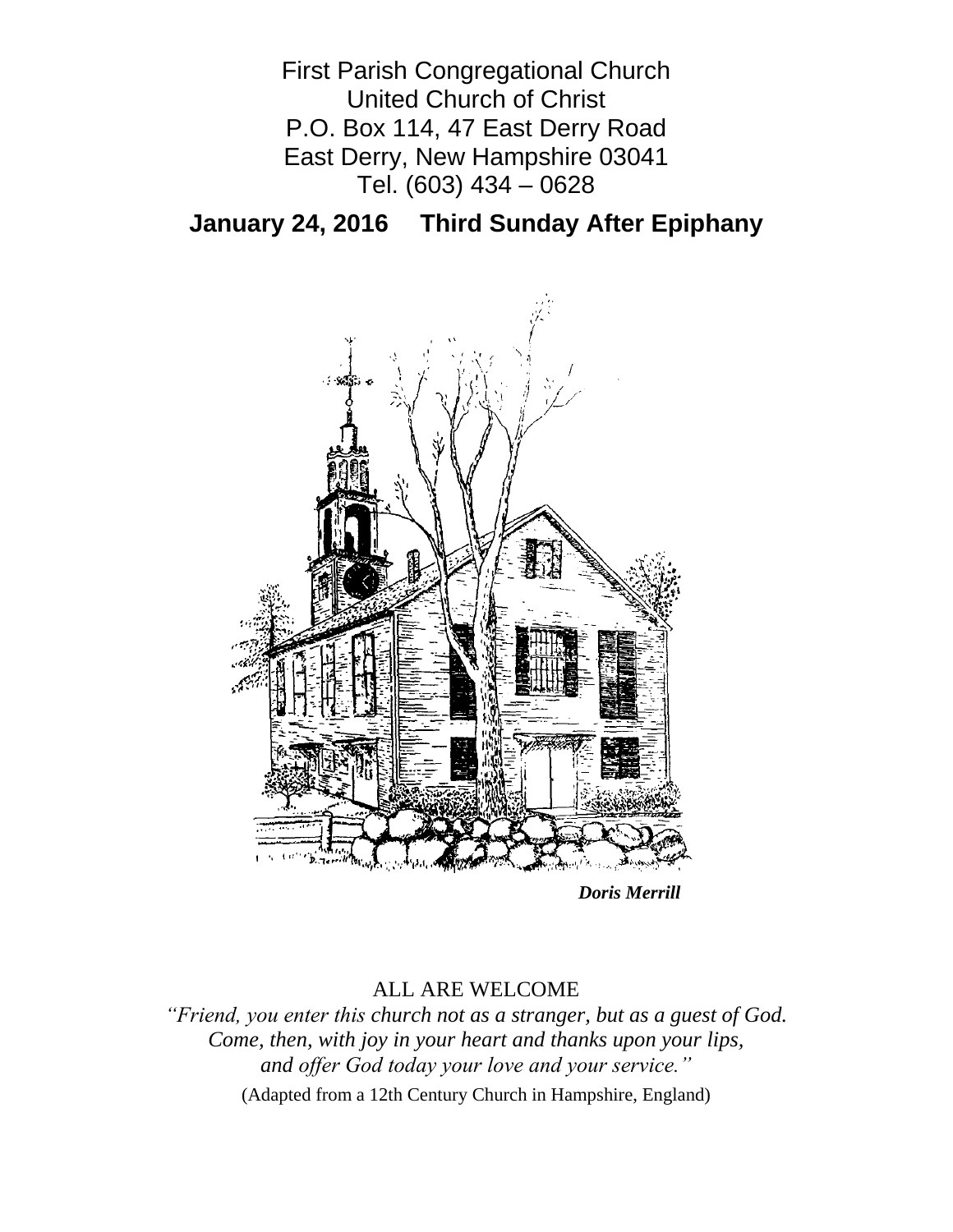First Parish Congregational Church
United Church of Christ
P.O. Box 114, 47 East Derry Road
East Derry, New Hampshire 03041
Tel. (603) 434 – 0628

## January 24, 2016 Third Sunday After Epiphany

***Doris Merrill***

ALL ARE WELCOME

*"Friend, you enter this church not as a stranger, but as a guest of God.*
*Come, then, with joy in your heart and thanks upon your lips,*
*and offer God today your love and your service."*

(Adapted from a 12th Century Church in Hampshire, England)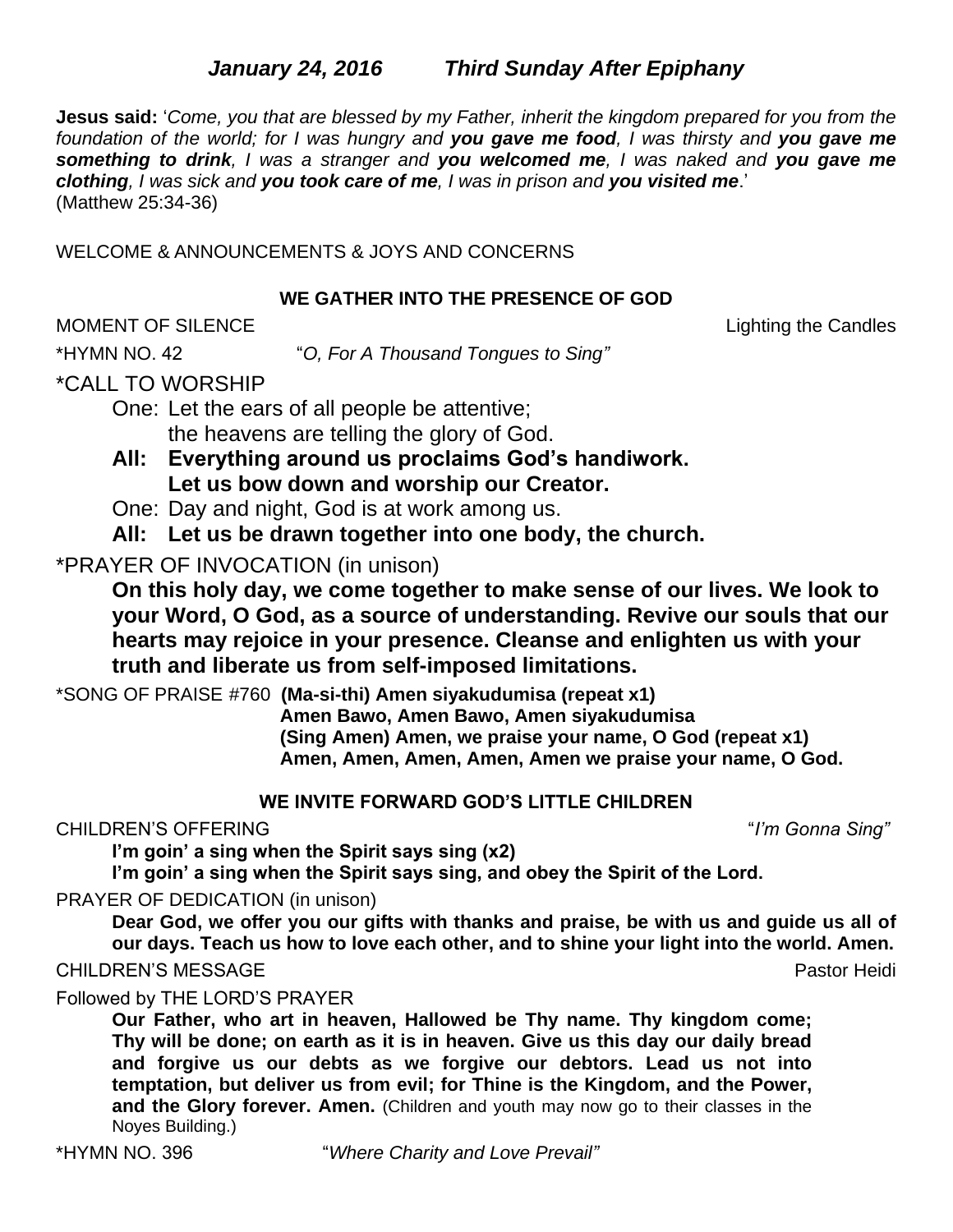*January 24, 2016          Third Sunday After Epiphany*

**Jesus said:** '*Come, you that are blessed by my Father, inherit the kingdom prepared for you from the foundation of the world; for I was hungry and **you gave me food**, I was thirsty and **you gave me something to drink**, I was a stranger and **you welcomed me**, I was naked and **you gave me clothing**, I was sick and **you took care of me**, I was in prison and **you visited me**.*'
(Matthew 25:34-36)

WELCOME & ANNOUNCEMENTS & JOYS AND CONCERNS

**WE GATHER INTO THE PRESENCE OF GOD**

MOMENT OF SILENCE                                                                Lighting the Candles

*HYMN NO. 42          "*O, For A Thousand Tongues to Sing*"

*CALL TO WORSHIP

One: Let the ears of all people be attentive;
the heavens are telling the glory of God.

**All: Everything around us proclaims God's handiwork.
Let us bow down and worship our Creator.**

One: Day and night, God is at work among us.

**All: Let us be drawn together into one body, the church.**

*PRAYER OF INVOCATION (in unison)

**On this holy day, we come together to make sense of our lives. We look to your Word, O God, as a source of understanding. Revive our souls that our hearts may rejoice in your presence. Cleanse and enlighten us with your truth and liberate us from self-imposed limitations.**

*SONG OF PRAISE #760 **(Ma-si-thi) Amen siyakudumisa (repeat x1)
Amen Bawo, Amen Bawo, Amen siyakudumisa
(Sing Amen) Amen, we praise your name, O God (repeat x1)
Amen, Amen, Amen, Amen, Amen we praise your name, O God.**

**WE INVITE FORWARD GOD'S LITTLE CHILDREN**

CHILDREN'S OFFERING                                                                "*I'm Gonna Sing*"

**I'm goin' a sing when the Spirit says sing (x2)
I'm goin' a sing when the Spirit says sing, and obey the Spirit of the Lord.**

PRAYER OF DEDICATION (in unison)

**Dear God, we offer you our gifts with thanks and praise, be with us and guide us all of our days. Teach us how to love each other, and to shine your light into the world. Amen.**

CHILDREN'S MESSAGE                                                                Pastor Heidi

Followed by THE LORD'S PRAYER

**Our Father, who art in heaven, Hallowed be Thy name. Thy kingdom come; Thy will be done; on earth as it is in heaven. Give us this day our daily bread and forgive us our debts as we forgive our debtors. Lead us not into temptation, but deliver us from evil; for Thine is the Kingdom, and the Power, and the Glory forever. Amen.** (Children and youth may now go to their classes in the Noyes Building.)

*HYMN NO. 396          "*Where Charity and Love Prevail*"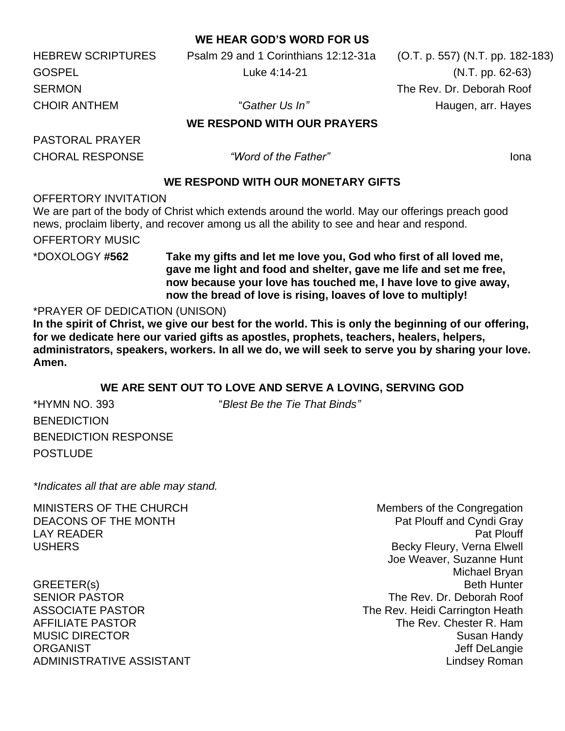## WE HEAR GOD'S WORD FOR US

HEBREW SCRIPTURES Psalm 29 and 1 Corinthians 12:12-31a (O.T. p. 557) (N.T. pp. 182-183)

GOSPEL Luke 4:14-21 (N.T. pp. 62-63)

SERMON The Rev. Dr. Deborah Roof

CHOIR ANTHEM "*Gather Us In"* Haugen, arr. Hayes

## WE RESPOND WITH OUR PRAYERS

PASTORAL PRAYER

CHORAL RESPONSE *"Word of the Father"* Iona

## WE RESPOND WITH OUR MONETARY GIFTS

OFFERTORY INVITATION

We are part of the body of Christ which extends around the world. May our offerings preach good news, proclaim liberty, and recover among us all the ability to see and hear and respond.

OFFERTORY MUSIC

*DOXOLOGY #**562** **Take my gifts and let me love you, God who first of all loved me, gave me light and food and shelter, gave me life and set me free, now because your love has touched me, I have love to give away, now the bread of love is rising, loaves of love to multiply!**

*PRAYER OF DEDICATION (UNISON)

**In the spirit of Christ, we give our best for the world. This is only the beginning of our offering, for we dedicate here our varied gifts as apostles, prophets, teachers, healers, helpers, administrators, speakers, workers. In all we do, we will seek to serve you by sharing your love. Amen.**

## WE ARE SENT OUT TO LOVE AND SERVE A LOVING, SERVING GOD

*HYMN NO. 393 "*Blest Be the Tie That Binds"*

BENEDICTION

BENEDICTION RESPONSE

POSTLUDE

*\*Indicates all that are able may stand.*

MINISTERS OF THE CHURCH Members of the Congregation
DEACONS OF THE MONTH Pat Plouff and Cyndi Gray
LAY READER Pat Plouff
USHERS Becky Fleury, Verna Elwell
Joe Weaver, Suzanne Hunt
Michael Bryan
GREETER(s) Beth Hunter
SENIOR PASTOR The Rev. Dr. Deborah Roof
ASSOCIATE PASTOR The Rev. Heidi Carrington Heath
AFFILIATE PASTOR The Rev. Chester R. Ham
MUSIC DIRECTOR Susan Handy
ORGANIST Jeff DeLangie
ADMINISTRATIVE ASSISTANT Lindsey Roman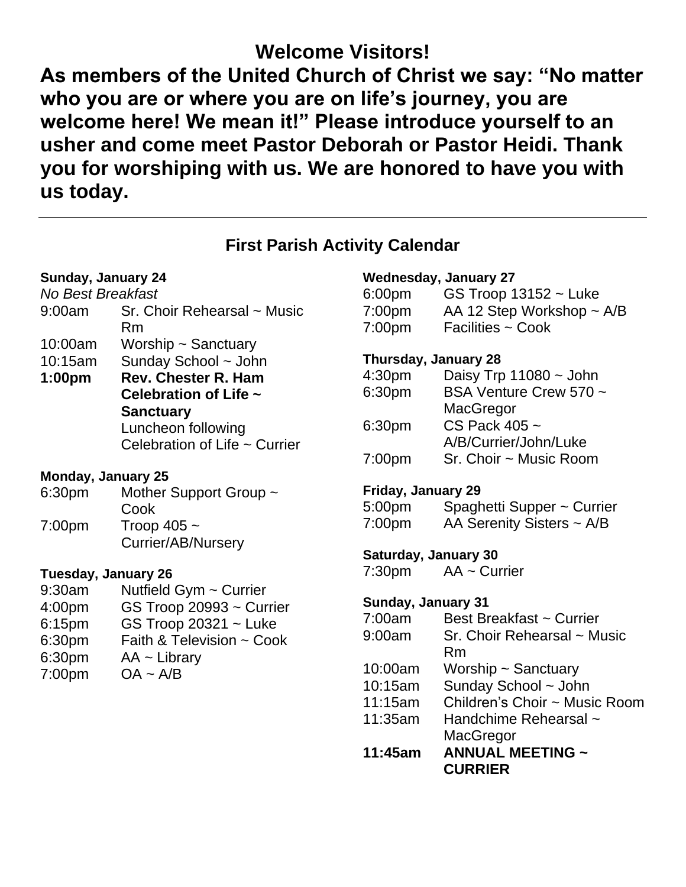# Welcome Visitors!

**As members of the United Church of Christ we say: "No matter who you are or where you are on life's journey, you are welcome here! We mean it!" Please introduce yourself to an usher and come meet Pastor Deborah or Pastor Heidi. Thank you for worshiping with us. We are honored to have you with us today.**

---

## First Parish Activity Calendar

**Sunday, January 24**

*No Best Breakfast*

| | |
|---|---|
| 9:00am | Sr. Choir Rehearsal ~ Music Rm |
| 10:00am | Worship ~ Sanctuary |
| 10:15am | Sunday School ~ John |
| **1:00pm** | **Rev. Chester R. Ham Celebration of Life ~ Sanctuary** Luncheon following Celebration of Life ~ Currier |

**Monday, January 25**

| | |
|---|---|
| 6:30pm | Mother Support Group ~ Cook |
| 7:00pm | Troop 405 ~ Currier/AB/Nursery |

**Tuesday, January 26**

| | |
|---|---|
| 9:30am | Nutfield Gym ~ Currier |
| 4:00pm | GS Troop 20993 ~ Currier |
| 6:15pm | GS Troop 20321 ~ Luke |
| 6:30pm | Faith & Television ~ Cook |
| 6:30pm | AA ~ Library |
| 7:00pm | OA ~ A/B |

**Wednesday, January 27**

| | |
|---|---|
| 6:00pm | GS Troop 13152 ~ Luke |
| 7:00pm | AA 12 Step Workshop ~ A/B |
| 7:00pm | Facilities ~ Cook |

**Thursday, January 28**

| | |
|---|---|
| 4:30pm | Daisy Trp 11080 ~ John |
| 6:30pm | BSA Venture Crew 570 ~ MacGregor |
| 6:30pm | CS Pack 405 ~ A/B/Currier/John/Luke |
| 7:00pm | Sr. Choir ~ Music Room |

**Friday, January 29**

| | |
|---|---|
| 5:00pm | Spaghetti Supper ~ Currier |
| 7:00pm | AA Serenity Sisters ~ A/B |

**Saturday, January 30**

| | |
|---|---|
| 7:30pm | AA ~ Currier |

**Sunday, January 31**

| | |
|---|---|
| 7:00am | Best Breakfast ~ Currier |
| 9:00am | Sr. Choir Rehearsal ~ Music Rm |
| 10:00am | Worship ~ Sanctuary |
| 10:15am | Sunday School ~ John |
| 11:15am | Children's Choir ~ Music Room |
| 11:35am | Handchime Rehearsal ~ MacGregor |
| **11:45am** | **ANNUAL MEETING ~ CURRIER** |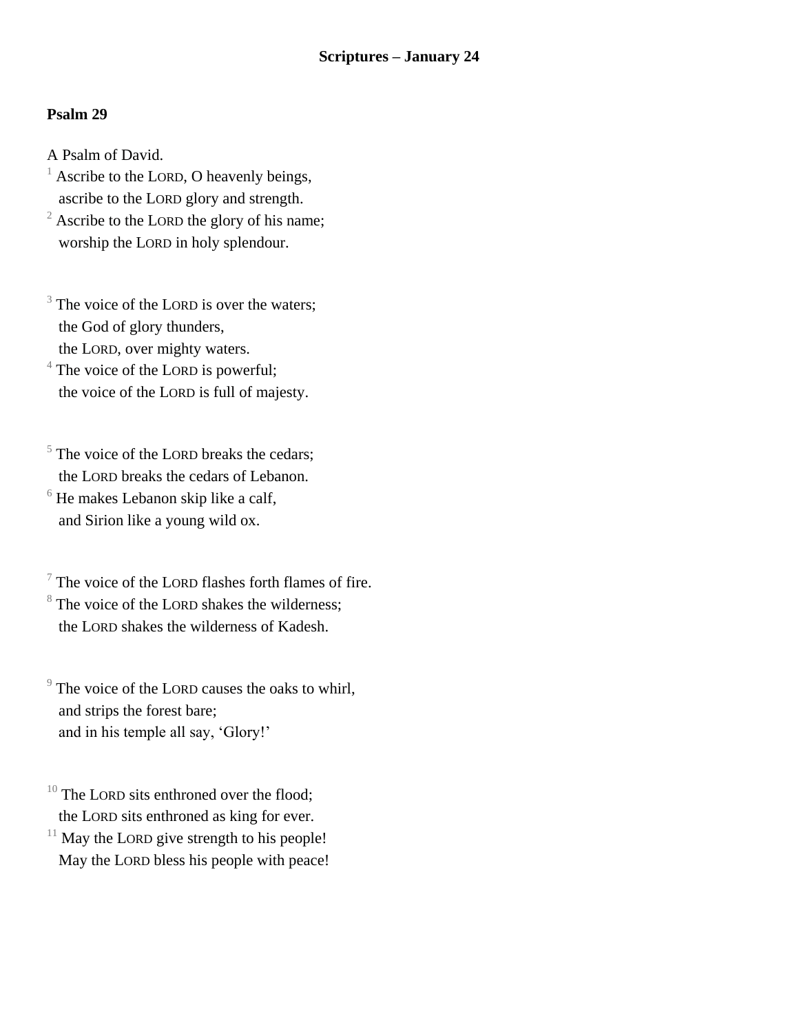**Scriptures – January 24**

**Psalm 29**

A Psalm of David.
[1] Ascribe to the LORD, O heavenly beings,
ascribe to the LORD glory and strength.
[2] Ascribe to the LORD the glory of his name;
worship the LORD in holy splendour.

[3] The voice of the LORD is over the waters;
the God of glory thunders,
the LORD, over mighty waters.
[4] The voice of the LORD is powerful;
the voice of the LORD is full of majesty.

[5] The voice of the LORD breaks the cedars;
the LORD breaks the cedars of Lebanon.
[6] He makes Lebanon skip like a calf,
and Sirion like a young wild ox.

[7] The voice of the LORD flashes forth flames of fire.
[8] The voice of the LORD shakes the wilderness;
the LORD shakes the wilderness of Kadesh.

[9] The voice of the LORD causes the oaks to whirl,
and strips the forest bare;
and in his temple all say, 'Glory!'

[10] The LORD sits enthroned over the flood;
the LORD sits enthroned as king for ever.
[11] May the LORD give strength to his people!
May the LORD bless his people with peace!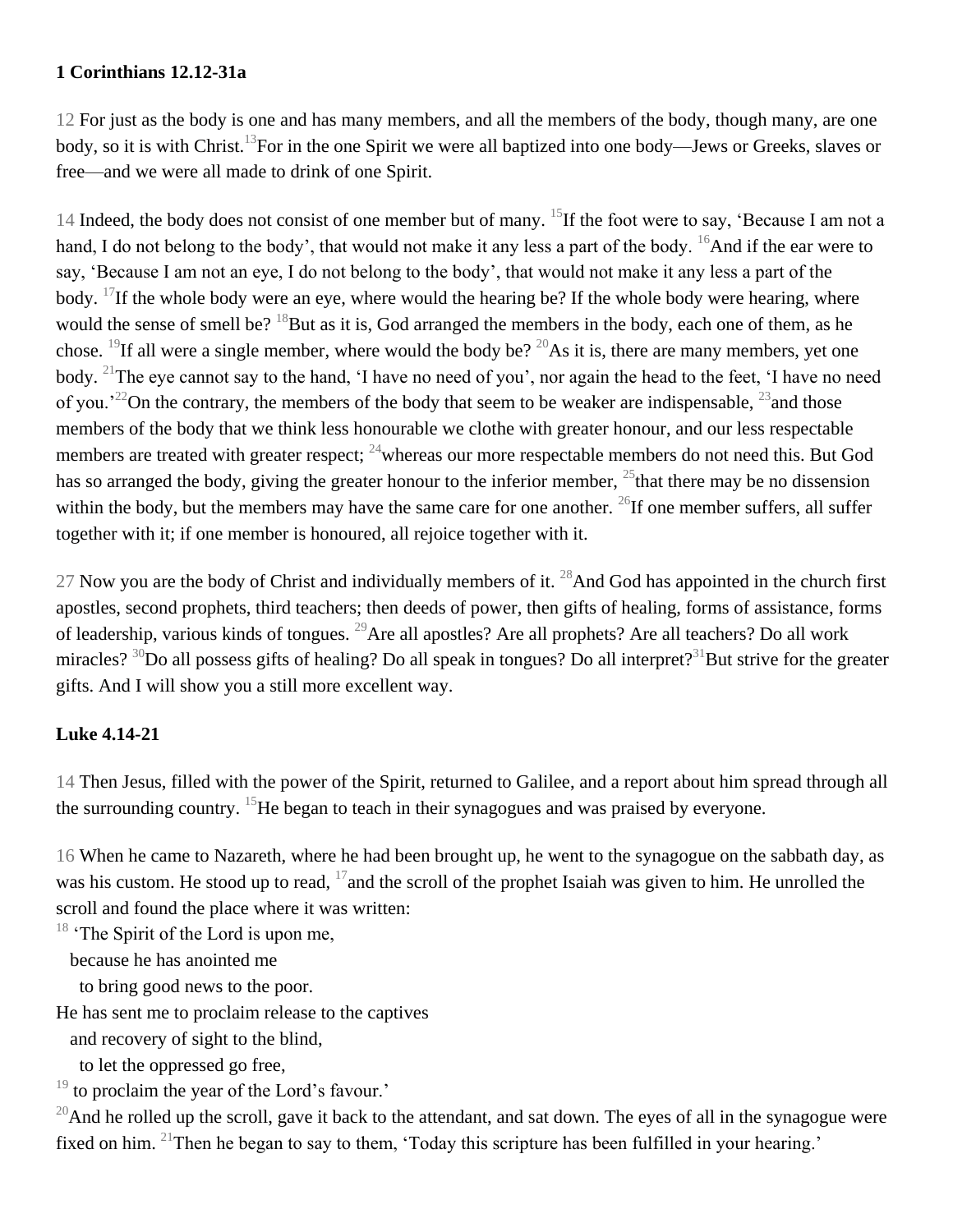**1 Corinthians 12.12-31a**

12 For just as the body is one and has many members, and all the members of the body, though many, are one body, so it is with Christ.[13]For in the one Spirit we were all baptized into one body—Jews or Greeks, slaves or free—and we were all made to drink of one Spirit.

14 Indeed, the body does not consist of one member but of many. [15]If the foot were to say, 'Because I am not a hand, I do not belong to the body', that would not make it any less a part of the body. [16]And if the ear were to say, 'Because I am not an eye, I do not belong to the body', that would not make it any less a part of the body. [17]If the whole body were an eye, where would the hearing be? If the whole body were hearing, where would the sense of smell be? [18]But as it is, God arranged the members in the body, each one of them, as he chose. [19]If all were a single member, where would the body be? [20]As it is, there are many members, yet one body. [21]The eye cannot say to the hand, 'I have no need of you', nor again the head to the feet, 'I have no need of you.'[22]On the contrary, the members of the body that seem to be weaker are indispensable, [23]and those members of the body that we think less honourable we clothe with greater honour, and our less respectable members are treated with greater respect; [24]whereas our more respectable members do not need this. But God has so arranged the body, giving the greater honour to the inferior member, [25]that there may be no dissension within the body, but the members may have the same care for one another. [26]If one member suffers, all suffer together with it; if one member is honoured, all rejoice together with it.

27 Now you are the body of Christ and individually members of it. [28]And God has appointed in the church first apostles, second prophets, third teachers; then deeds of power, then gifts of healing, forms of assistance, forms of leadership, various kinds of tongues. [29]Are all apostles? Are all prophets? Are all teachers? Do all work miracles? [30]Do all possess gifts of healing? Do all speak in tongues? Do all interpret?[31]But strive for the greater gifts. And I will show you a still more excellent way.

**Luke 4.14-21**

14 Then Jesus, filled with the power of the Spirit, returned to Galilee, and a report about him spread through all the surrounding country. [15]He began to teach in their synagogues and was praised by everyone.

16 When he came to Nazareth, where he had been brought up, he went to the synagogue on the sabbath day, as was his custom. He stood up to read, [17]and the scroll of the prophet Isaiah was given to him. He unrolled the scroll and found the place where it was written:

[18] 'The Spirit of the Lord is upon me,
  because he has anointed me
    to bring good news to the poor.
He has sent me to proclaim release to the captives
  and recovery of sight to the blind,
    to let the oppressed go free,
[19] to proclaim the year of the Lord's favour.'

[20]And he rolled up the scroll, gave it back to the attendant, and sat down. The eyes of all in the synagogue were fixed on him. [21]Then he began to say to them, 'Today this scripture has been fulfilled in your hearing.'